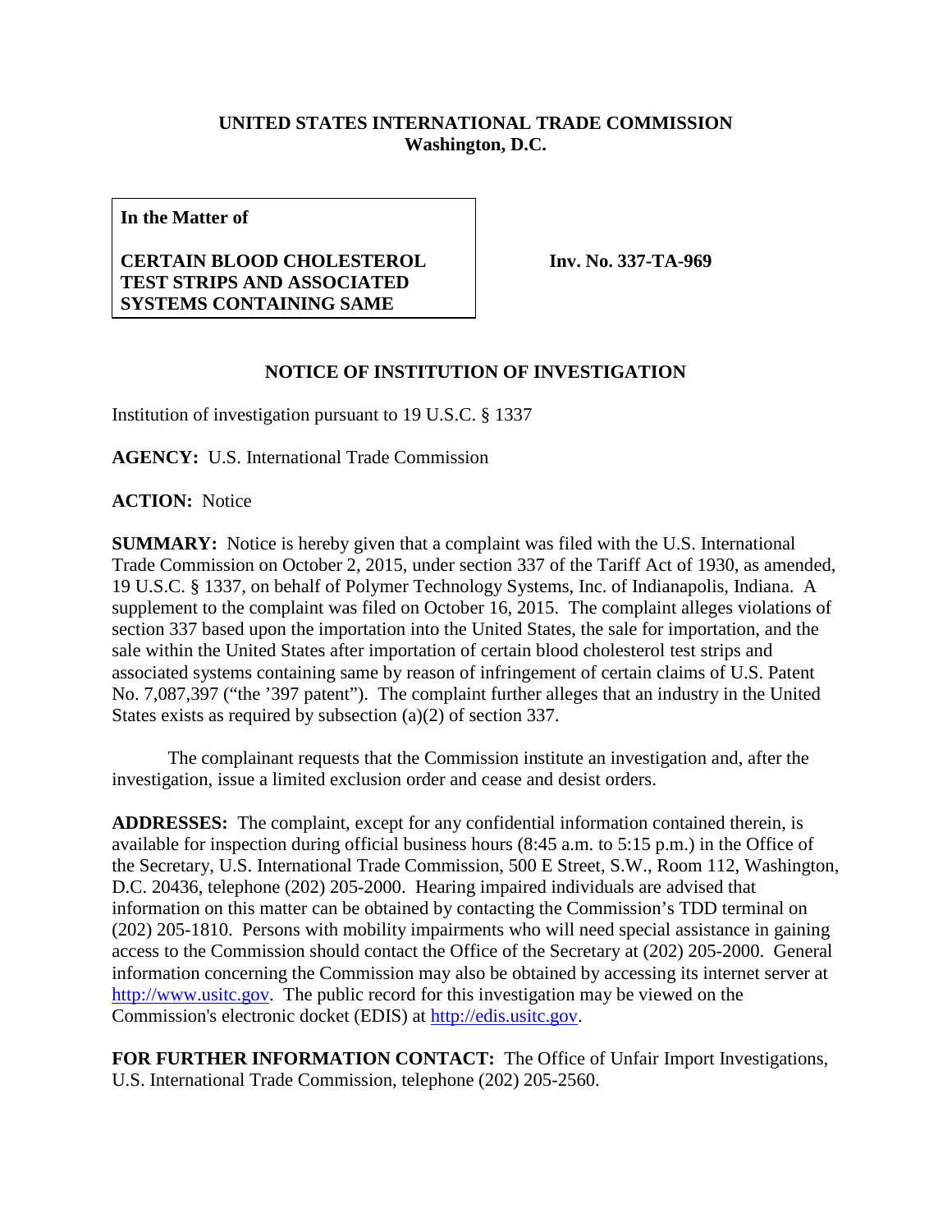**UNITED STATES INTERNATIONAL TRADE COMMISSION**
**Washington, D.C.**

| **In the Matter of**<br><br>**CERTAIN BLOOD CHOLESTEROL TEST STRIPS AND ASSOCIATED SYSTEMS CONTAINING SAME** | **Inv. No. 337-TA-969** |
|---|---|

**NOTICE OF INSTITUTION OF INVESTIGATION**

Institution of investigation pursuant to 19 U.S.C. § 1337

**AGENCY:** U.S. International Trade Commission

**ACTION:** Notice

**SUMMARY:** Notice is hereby given that a complaint was filed with the U.S. International Trade Commission on October 2, 2015, under section 337 of the Tariff Act of 1930, as amended, 19 U.S.C. § 1337, on behalf of Polymer Technology Systems, Inc. of Indianapolis, Indiana. A supplement to the complaint was filed on October 16, 2015. The complaint alleges violations of section 337 based upon the importation into the United States, the sale for importation, and the sale within the United States after importation of certain blood cholesterol test strips and associated systems containing same by reason of infringement of certain claims of U.S. Patent No. 7,087,397 ("the '397 patent"). The complaint further alleges that an industry in the United States exists as required by subsection (a)(2) of section 337.

The complainant requests that the Commission institute an investigation and, after the investigation, issue a limited exclusion order and cease and desist orders.

**ADDRESSES:** The complaint, except for any confidential information contained therein, is available for inspection during official business hours (8:45 a.m. to 5:15 p.m.) in the Office of the Secretary, U.S. International Trade Commission, 500 E Street, S.W., Room 112, Washington, D.C. 20436, telephone (202) 205-2000. Hearing impaired individuals are advised that information on this matter can be obtained by contacting the Commission's TDD terminal on (202) 205-1810. Persons with mobility impairments who will need special assistance in gaining access to the Commission should contact the Office of the Secretary at (202) 205-2000. General information concerning the Commission may also be obtained by accessing its internet server at http://www.usitc.gov. The public record for this investigation may be viewed on the Commission's electronic docket (EDIS) at http://edis.usitc.gov.

**FOR FURTHER INFORMATION CONTACT:** The Office of Unfair Import Investigations, U.S. International Trade Commission, telephone (202) 205-2560.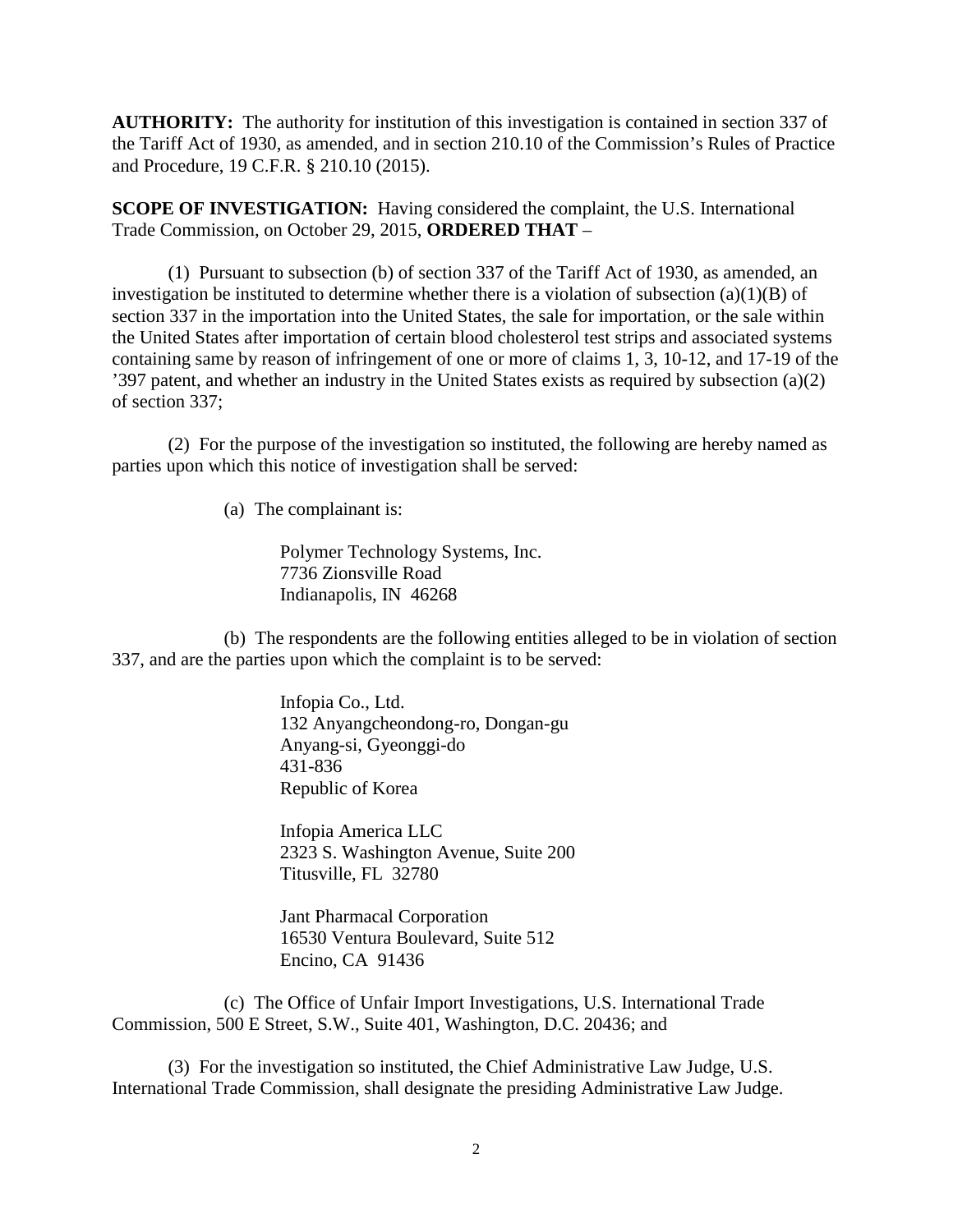**AUTHORITY:** The authority for institution of this investigation is contained in section 337 of the Tariff Act of 1930, as amended, and in section 210.10 of the Commission's Rules of Practice and Procedure, 19 C.F.R. § 210.10 (2015).

**SCOPE OF INVESTIGATION:** Having considered the complaint, the U.S. International Trade Commission, on October 29, 2015, **ORDERED THAT** –

(1) Pursuant to subsection (b) of section 337 of the Tariff Act of 1930, as amended, an investigation be instituted to determine whether there is a violation of subsection (a)(1)(B) of section 337 in the importation into the United States, the sale for importation, or the sale within the United States after importation of certain blood cholesterol test strips and associated systems containing same by reason of infringement of one or more of claims 1, 3, 10-12, and 17-19 of the '397 patent, and whether an industry in the United States exists as required by subsection (a)(2) of section 337;

(2) For the purpose of the investigation so instituted, the following are hereby named as parties upon which this notice of investigation shall be served:

(a) The complainant is:

Polymer Technology Systems, Inc.
7736 Zionsville Road
Indianapolis, IN 46268

(b) The respondents are the following entities alleged to be in violation of section 337, and are the parties upon which the complaint is to be served:

Infopia Co., Ltd.
132 Anyangcheondong-ro, Dongan-gu
Anyang-si, Gyeonggi-do
431-836
Republic of Korea

Infopia America LLC
2323 S. Washington Avenue, Suite 200
Titusville, FL 32780

Jant Pharmacal Corporation
16530 Ventura Boulevard, Suite 512
Encino, CA 91436

(c) The Office of Unfair Import Investigations, U.S. International Trade Commission, 500 E Street, S.W., Suite 401, Washington, D.C. 20436; and

(3) For the investigation so instituted, the Chief Administrative Law Judge, U.S. International Trade Commission, shall designate the presiding Administrative Law Judge.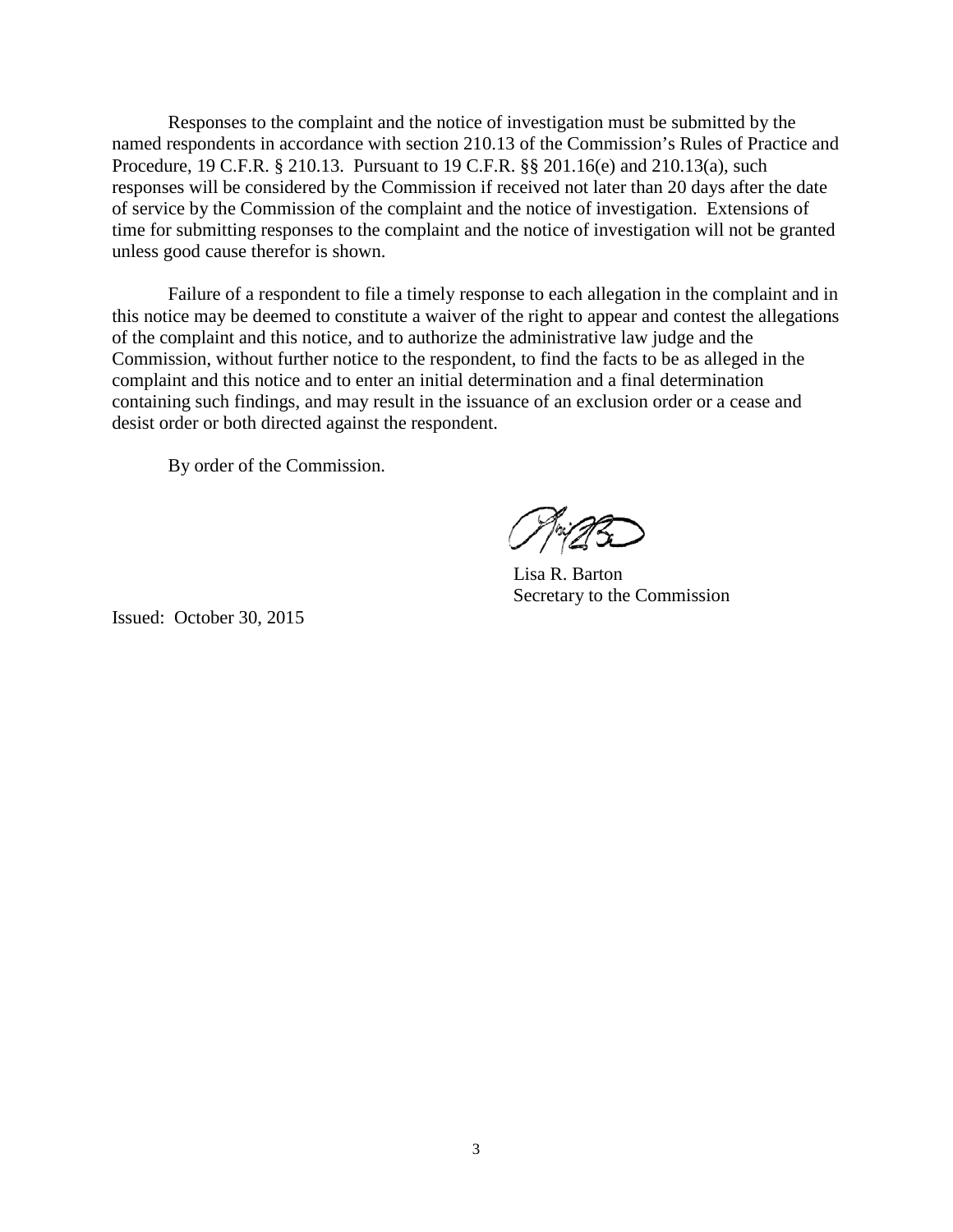Responses to the complaint and the notice of investigation must be submitted by the named respondents in accordance with section 210.13 of the Commission's Rules of Practice and Procedure, 19 C.F.R. § 210.13. Pursuant to 19 C.F.R. §§ 201.16(e) and 210.13(a), such responses will be considered by the Commission if received not later than 20 days after the date of service by the Commission of the complaint and the notice of investigation. Extensions of time for submitting responses to the complaint and the notice of investigation will not be granted unless good cause therefor is shown.

Failure of a respondent to file a timely response to each allegation in the complaint and in this notice may be deemed to constitute a waiver of the right to appear and contest the allegations of the complaint and this notice, and to authorize the administrative law judge and the Commission, without further notice to the respondent, to find the facts to be as alleged in the complaint and this notice and to enter an initial determination and a final determination containing such findings, and may result in the issuance of an exclusion order or a cease and desist order or both directed against the respondent.

By order of the Commission.

Lisa R. Barton
Secretary to the Commission

Issued: October 30, 2015